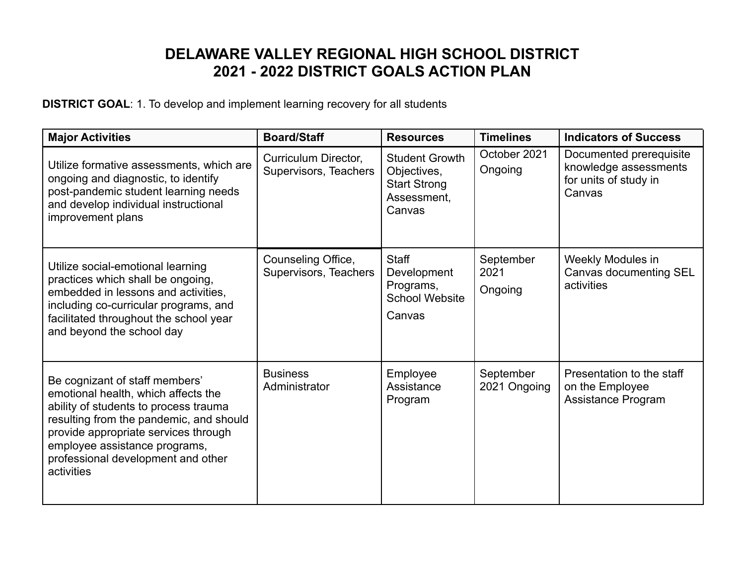# DELAWARE VALLEY REGIONAL HIGH SCHOOL DISTRICT
# 2021 - 2022 DISTRICT GOALS ACTION PLAN

**DISTRICT GOAL**: 1. To develop and implement learning recovery for all students

| Major Activities | Board/Staff | Resources | Timelines | Indicators of Success |
|---|---|---|---|---|
| Utilize formative assessments, which are ongoing and diagnostic, to identify post-pandemic student learning needs and develop individual instructional improvement plans | Curriculum Director, Supervisors, Teachers | Student Growth Objectives, Start Strong Assessment, Canvas | October 2021 Ongoing | Documented prerequisite knowledge assessments for units of study in Canvas |
| Utilize social-emotional learning practices which shall be ongoing, embedded in lessons and activities, including co-curricular programs, and facilitated throughout the school year and beyond the school day | Counseling Office, Supervisors, Teachers | Staff Development Programs, School Website Canvas | September 2021 Ongoing | Weekly Modules in Canvas documenting SEL activities |
| Be cognizant of staff members' emotional health, which affects the ability of students to process trauma resulting from the pandemic, and should provide appropriate services through employee assistance programs, professional development and other activities | Business Administrator | Employee Assistance Program | September 2021 Ongoing | Presentation to the staff on the Employee Assistance Program |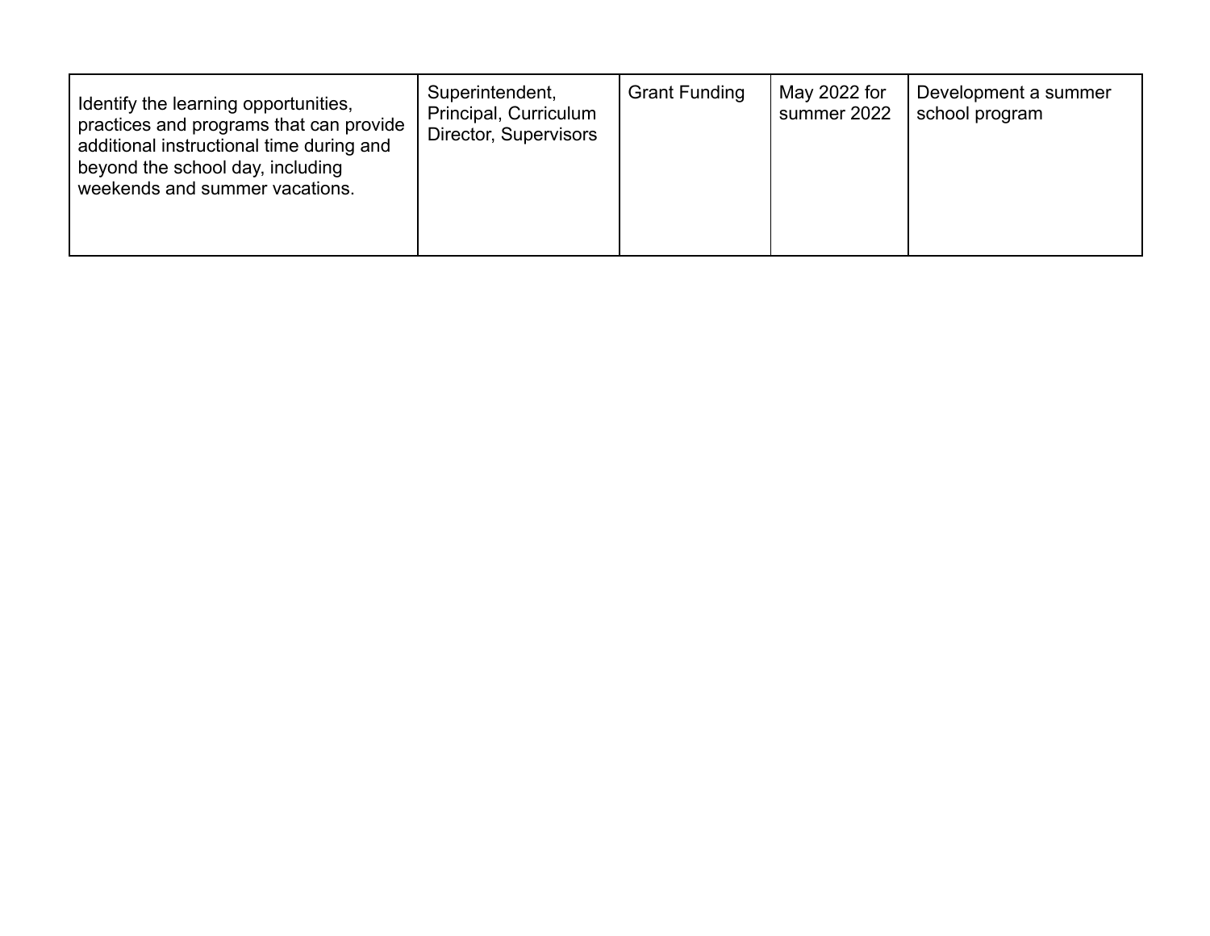| | | | | |
|---|---|---|---|---|
| Identify the learning opportunities, practices and programs that can provide additional instructional time during and beyond the school day, including weekends and summer vacations. | Superintendent, Principal, Curriculum Director, Supervisors | Grant Funding | May 2022 for summer 2022 | Development a summer school program |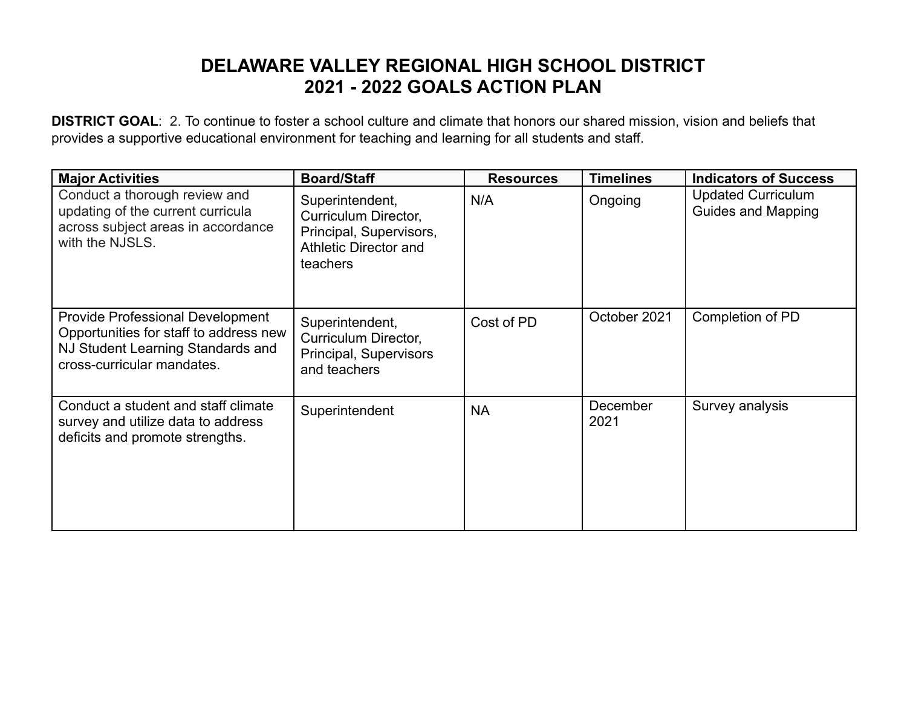# DELAWARE VALLEY REGIONAL HIGH SCHOOL DISTRICT
# 2021 - 2022 GOALS ACTION PLAN

**DISTRICT GOAL**: 2. To continue to foster a school culture and climate that honors our shared mission, vision and beliefs that provides a supportive educational environment for teaching and learning for all students and staff.

| Major Activities | Board/Staff | Resources | Timelines | Indicators of Success |
|---|---|---|---|---|
| Conduct a thorough review and updating of the current curricula across subject areas in accordance with the NJSLS. | Superintendent, Curriculum Director, Principal, Supervisors, Athletic Director and teachers | N/A | Ongoing | Updated Curriculum Guides and Mapping |
| Provide Professional Development Opportunities for staff to address new NJ Student Learning Standards and cross-curricular mandates. | Superintendent, Curriculum Director, Principal, Supervisors and teachers | Cost of PD | October 2021 | Completion of PD |
| Conduct a student and staff climate survey and utilize data to address deficits and promote strengths. | Superintendent | NA | December 2021 | Survey analysis |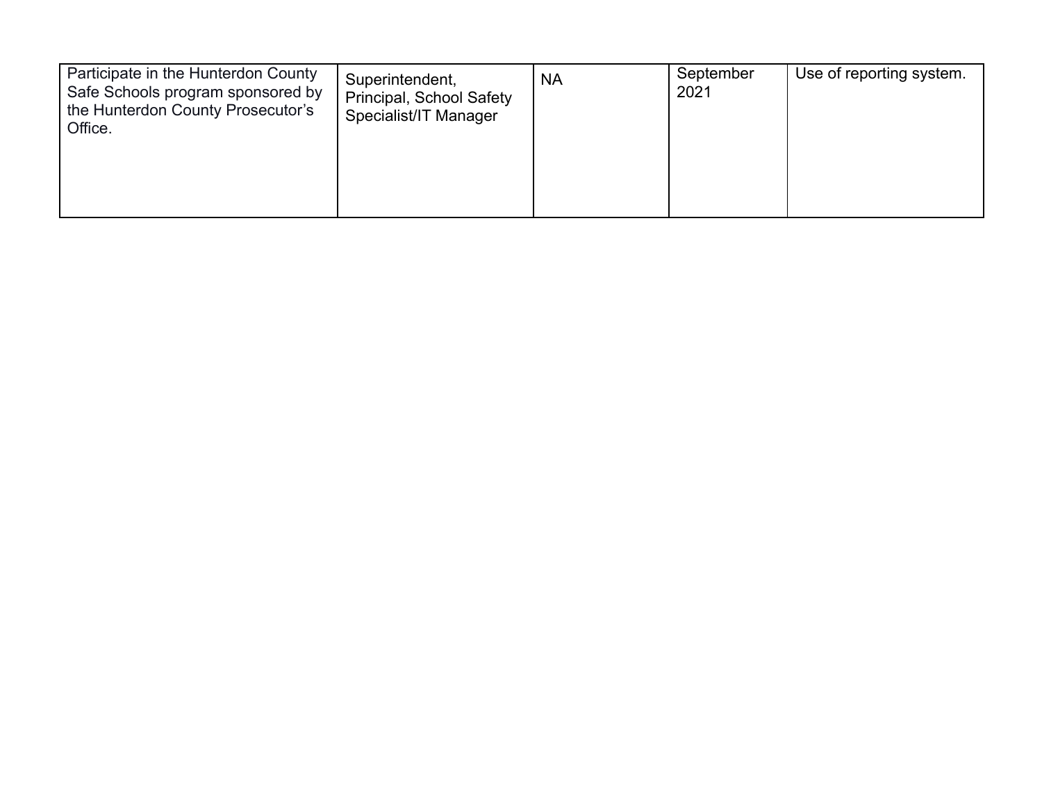| | | | | |
|---|---|---|---|---|
| Participate in the Hunterdon County Safe Schools program sponsored by the Hunterdon County Prosecutor's Office. | Superintendent, Principal, School Safety Specialist/IT Manager | NA | September 2021 | Use of reporting system. |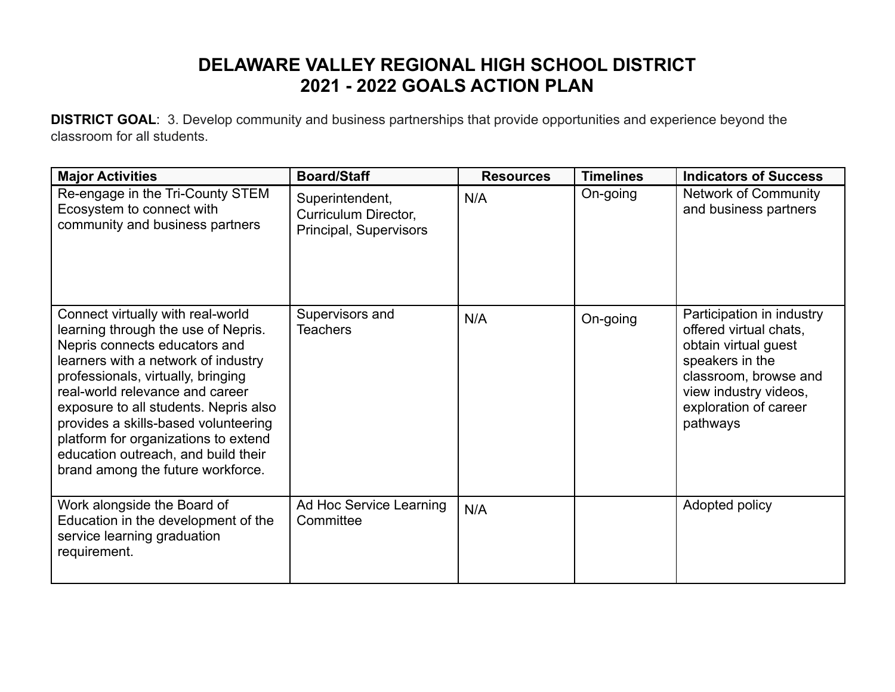# DELAWARE VALLEY REGIONAL HIGH SCHOOL DISTRICT
# 2021 - 2022 GOALS ACTION PLAN

**DISTRICT GOAL**: 3. Develop community and business partnerships that provide opportunities and experience beyond the classroom for all students.

| Major Activities | Board/Staff | Resources | Timelines | Indicators of Success |
|---|---|---|---|---|
| Re-engage in the Tri-County STEM Ecosystem to connect with community and business partners | Superintendent, Curriculum Director, Principal, Supervisors | N/A | On-going | Network of Community and business partners |
| Connect virtually with real-world learning through the use of Nepris. Nepris connects educators and learners with a network of industry professionals, virtually, bringing real-world relevance and career exposure to all students. Nepris also provides a skills-based volunteering platform for organizations to extend education outreach, and build their brand among the future workforce. | Supervisors and Teachers | N/A | On-going | Participation in industry offered virtual chats, obtain virtual guest speakers in the classroom, browse and view industry videos, exploration of career pathways |
| Work alongside the Board of Education in the development of the service learning graduation requirement. | Ad Hoc Service Learning Committee | N/A | | Adopted policy |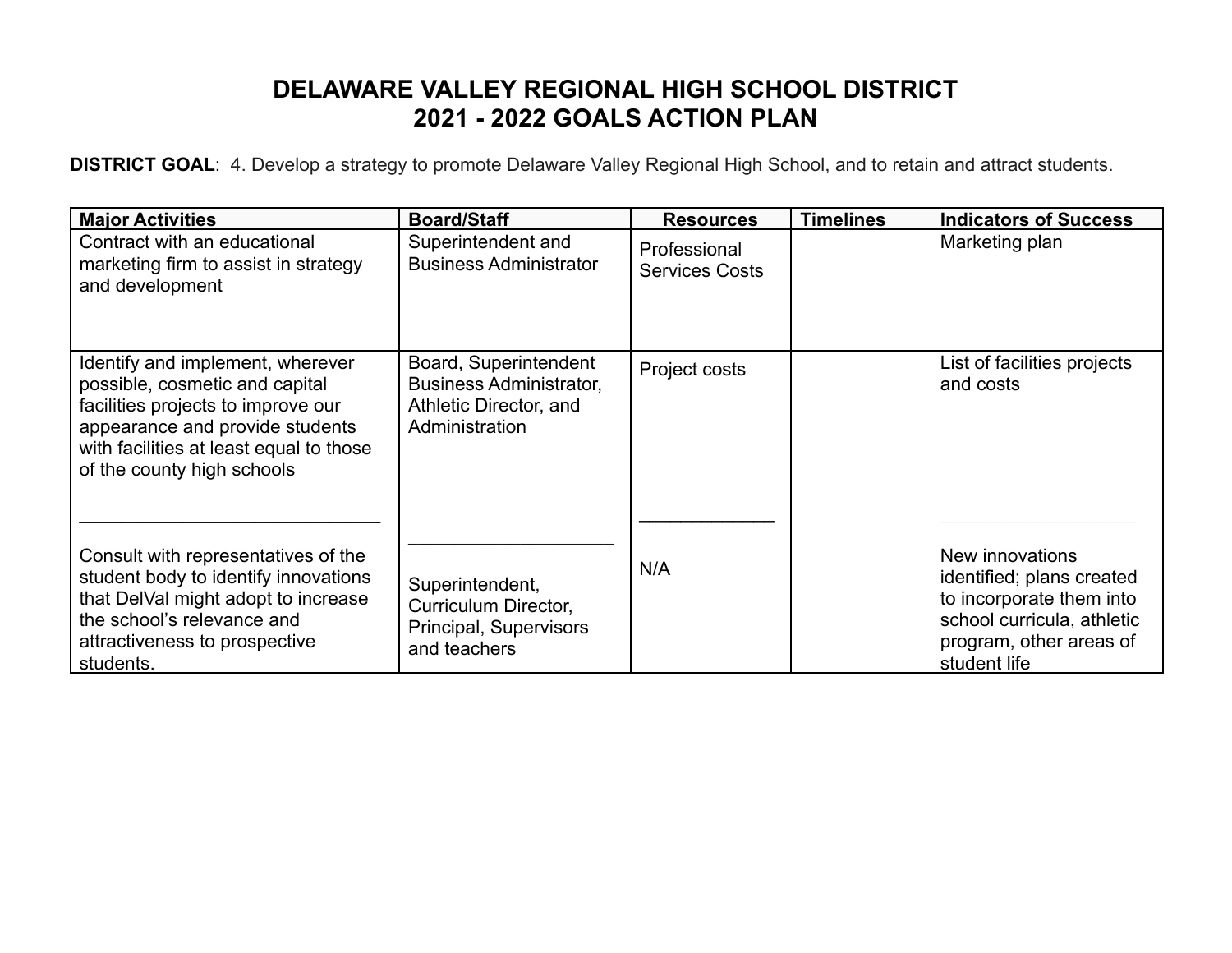# DELAWARE VALLEY REGIONAL HIGH SCHOOL DISTRICT
# 2021 - 2022 GOALS ACTION PLAN

**DISTRICT GOAL**: 4. Develop a strategy to promote Delaware Valley Regional High School, and to retain and attract students.

| Major Activities | Board/Staff | Resources | Timelines | Indicators of Success |
|---|---|---|---|---|
| Contract with an educational marketing firm to assist in strategy and development | Superintendent and Business Administrator | Professional Services Costs | | Marketing plan |
| Identify and implement, wherever possible, cosmetic and capital facilities projects to improve our appearance and provide students with facilities at least equal to those of the county high schools | Board, Superintendent Business Administrator, Athletic Director, and Administration | Project costs | | List of facilities projects and costs |
| Consult with representatives of the student body to identify innovations that DelVal might adopt to increase the school's relevance and attractiveness to prospective students. | Superintendent, Curriculum Director, Principal, Supervisors and teachers | N/A | | New innovations identified; plans created to incorporate them into school curricula, athletic program, other areas of student life |